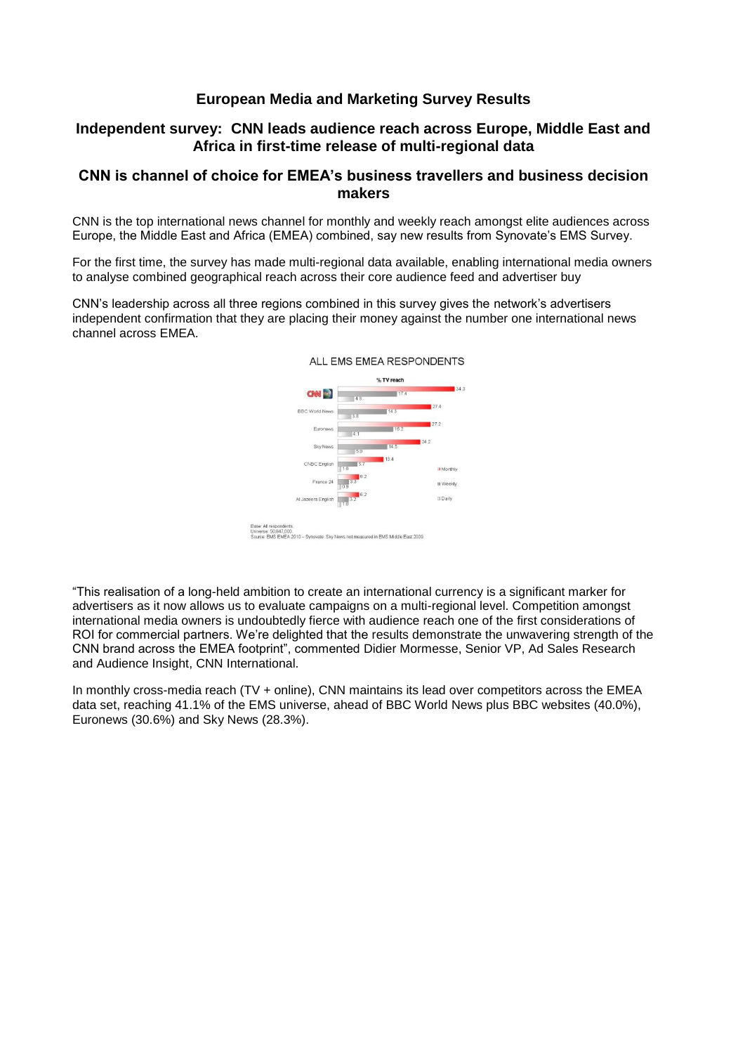# European Media and Marketing Survey Results

## Independent survey: CNN leads audience reach across Europe, Middle East and Africa in first-time release of multi-regional data

## CNN is channel of choice for EMEA's business travellers and business decision makers

CNN is the top international news channel for monthly and weekly reach amongst elite audiences across Europe, the Middle East and Africa (EMEA) combined, say new results from Synovate's EMS Survey.

For the first time, the survey has made multi-regional data available, enabling international media owners to analyse combined geographical reach across their core audience feed and advertiser buy

CNN's leadership across all three regions combined in this survey gives the network's advertisers independent confirmation that they are placing their money against the number one international news channel across EMEA.

ALL EMS EMEA RESPONDENTS

% TV reach

| | Monthly | Weekly | Daily |
|---|---|---|---|
| CNN | 34.3 | 17.4 | 4.8 |
| BBC World News | 27.4 | 14.3 | 3.8 |
| Euronews | 27.2 | 16.2 | 4.1 |
| Sky News | 24.2 | 14.5 | 5.0 |
| CNBC English | 13.4 | 5.7 | 1.0 |
| France 24 | 6.2 | 3.3 | 0.9 |
| Al Jazeera English | 6.2 | 3.2 | 1.0 |

Base: All respondents
Universe: 50,847,000
Source: EMS EMEA 2010 – Synovate. Sky News not measured in EMS Middle East 2009.

"This realisation of a long-held ambition to create an international currency is a significant marker for advertisers as it now allows us to evaluate campaigns on a multi-regional level. Competition amongst international media owners is undoubtedly fierce with audience reach one of the first considerations of ROI for commercial partners. We're delighted that the results demonstrate the unwavering strength of the CNN brand across the EMEA footprint", commented Didier Mormesse, Senior VP, Ad Sales Research and Audience Insight, CNN International.

In monthly cross-media reach (TV + online), CNN maintains its lead over competitors across the EMEA data set, reaching 41.1% of the EMS universe, ahead of BBC World News plus BBC websites (40.0%), Euronews (30.6%) and Sky News (28.3%).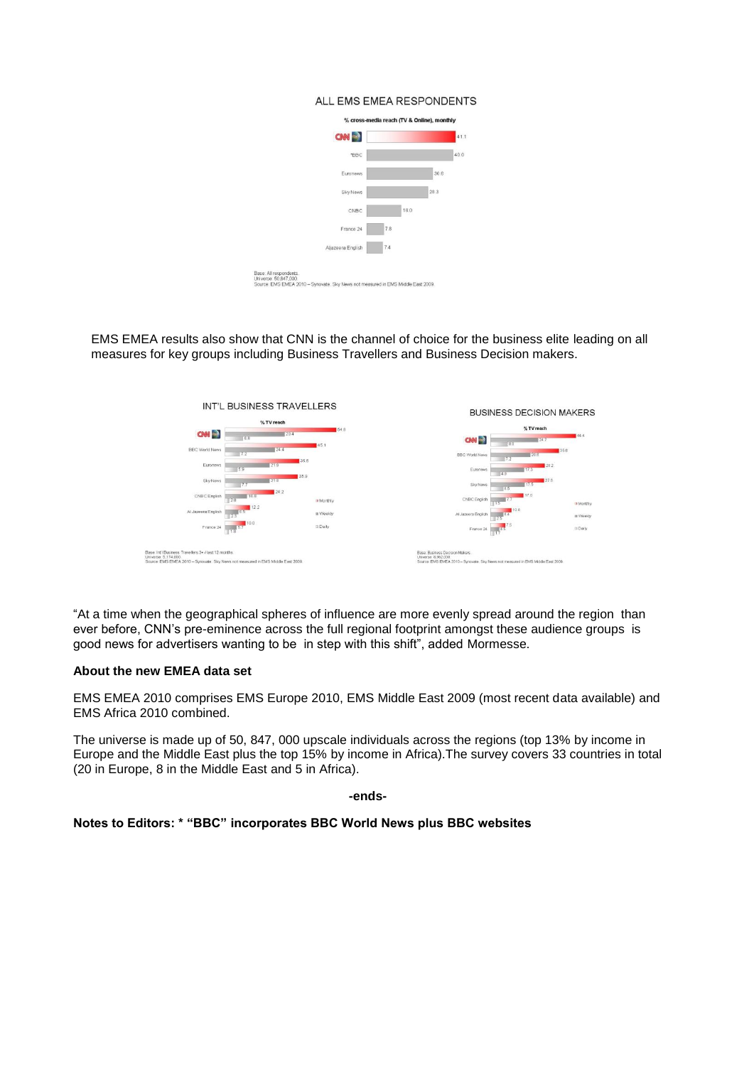ALL EMS EMEA RESPONDENTS

% cross-media reach (TV & Online), monthly

CNN 41.1
*BBC 40.0
Euronews 30.8
Sky News 28.3
CNBC 18.0
France 24 7.8
Aljazeera English 7.4

Base: All respondents.
Universe: 50,847,000
Source: EMS EMEA 2010 – Synovate. Sky News not measured in EMS Middle East 2009.

EMS EMEA results also show that CNN is the channel of choice for the business elite leading on all measures for key groups including Business Travellers and Business Decision makers.

INT'L BUSINESS TRAVELLERS

% TV reach

CNN 54.8 29.4 8.8
BBC World News 45.1 24.4 7.2
Euronews 26.6 21.6 5.9
Sky News 35.9 21.8 7.7
CNBC English 24.2 10.6 2.0
Al Jazeera English 12.2 6.5 2.3
France 24 10.0 6.7 1.8

Monthly
Weekly
Daily

Base: Int'l Business Travellers 3+ / last 12 months
Universe: 5,174,000
Source: EMS EMEA 2010 – Synovate. Sky News not measured in EMS Middle East 2009.

BUSINESS DECISION MAKERS

% TV reach

CNN 46.4 24.7 8.0
BBC World News 35.6 20.6 7.2
Euronews 21.2 17.3 4.9
Sky News 27.5 17.5 6.6
CNBC English 17.0 7.7 1.5
Al Jazeera English 10.6 7.4 2.5
France 24 7.5 4.5 1.1

Monthly
Weekly
Daily

Base: Business Decision Makers.
Universe: 8,902,000
Source: EMS EMEA 2010 – Synovate. Sky News not measured in EMS Middle East 2009.

"At a time when the geographical spheres of influence are more evenly spread around the region than ever before, CNN's pre-eminence across the full regional footprint amongst these audience groups is good news for advertisers wanting to be in step with this shift", added Mormesse.

**About the new EMEA data set**

EMS EMEA 2010 comprises EMS Europe 2010, EMS Middle East 2009 (most recent data available) and EMS Africa 2010 combined.

The universe is made up of 50, 847, 000 upscale individuals across the regions (top 13% by income in Europe and the Middle East plus the top 15% by income in Africa).The survey covers 33 countries in total (20 in Europe, 8 in the Middle East and 5 in Africa).

**-ends-**

**Notes to Editors: * "BBC" incorporates BBC World News plus BBC websites**